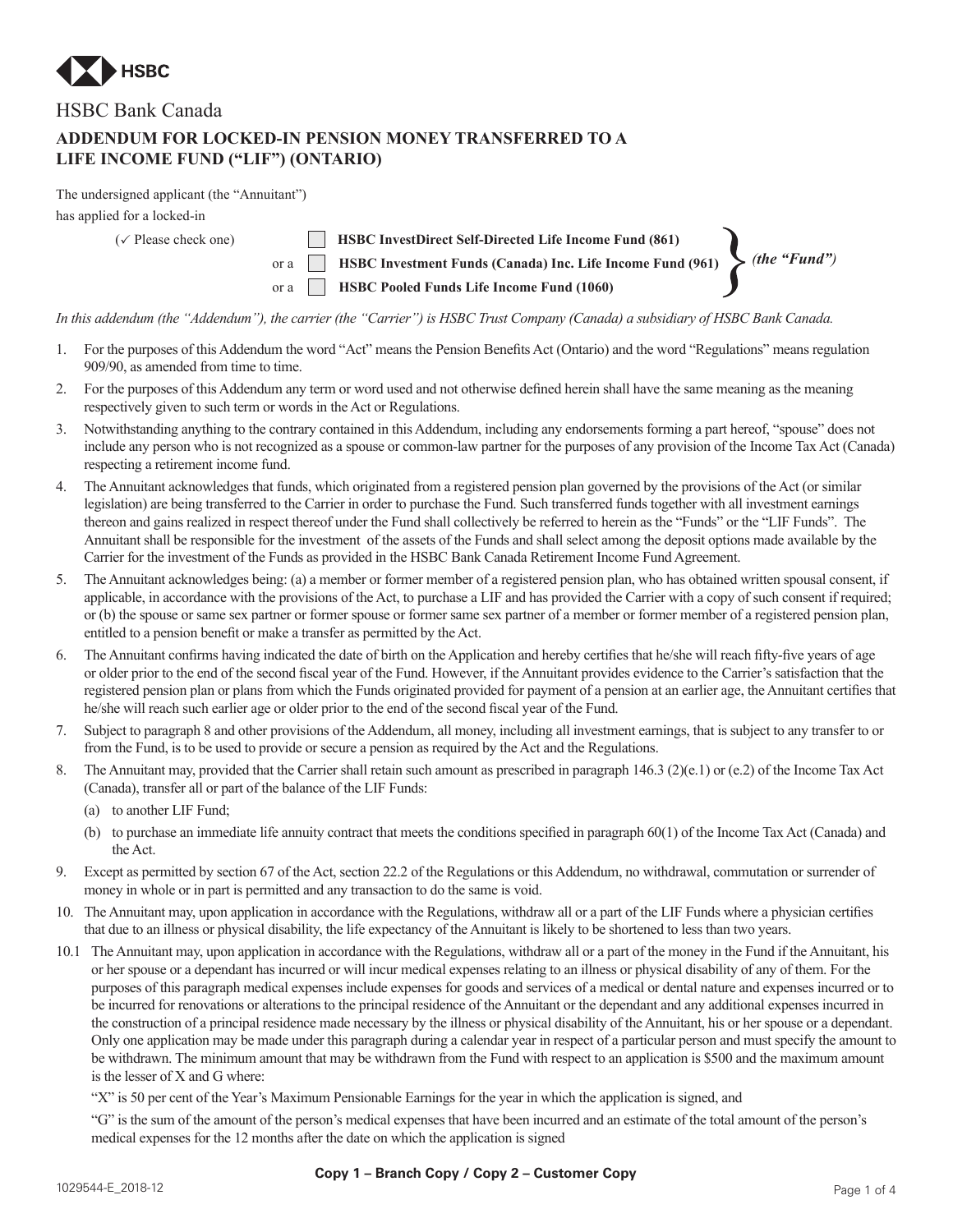HSBC

# HSBC Bank Canada

## ADDENDUM FOR LOCKED-IN PENSION MONEY TRANSFERRED TO A LIFE INCOME FUND ("LIF") (ONTARIO)

The undersigned applicant (the "Annuitant") has applied for a locked-in

(✓ Please check one)

- ☐ **HSBC InvestDirect Self-Directed Life Income Fund (861)**
- or a ☐ **HSBC Investment Funds (Canada) Inc. Life Income Fund (961)**
- or a ☐ **HSBC Pooled Funds Life Income Fund (1060)**

*(the "Fund")*

*In this addendum (the "Addendum"), the carrier (the "Carrier") is HSBC Trust Company (Canada) a subsidiary of HSBC Bank Canada.*

1. For the purposes of this Addendum the word "Act" means the Pension Benefits Act (Ontario) and the word "Regulations" means regulation 909/90, as amended from time to time.
2. For the purposes of this Addendum any term or word used and not otherwise defined herein shall have the same meaning as the meaning respectively given to such term or words in the Act or Regulations.
3. Notwithstanding anything to the contrary contained in this Addendum, including any endorsements forming a part hereof, "spouse" does not include any person who is not recognized as a spouse or common-law partner for the purposes of any provision of the Income Tax Act (Canada) respecting a retirement income fund.
4. The Annuitant acknowledges that funds, which originated from a registered pension plan governed by the provisions of the Act (or similar legislation) are being transferred to the Carrier in order to purchase the Fund. Such transferred funds together with all investment earnings thereon and gains realized in respect thereof under the Fund shall collectively be referred to herein as the "Funds" or the "LIF Funds". The Annuitant shall be responsible for the investment of the assets of the Funds and shall select among the deposit options made available by the Carrier for the investment of the Funds as provided in the HSBC Bank Canada Retirement Income Fund Agreement.
5. The Annuitant acknowledges being: (a) a member or former member of a registered pension plan, who has obtained written spousal consent, if applicable, in accordance with the provisions of the Act, to purchase a LIF and has provided the Carrier with a copy of such consent if required; or (b) the spouse or same sex partner or former spouse or former same sex partner of a member or former member of a registered pension plan, entitled to a pension benefit or make a transfer as permitted by the Act.
6. The Annuitant confirms having indicated the date of birth on the Application and hereby certifies that he/she will reach fifty-five years of age or older prior to the end of the second fiscal year of the Fund. However, if the Annuitant provides evidence to the Carrier's satisfaction that the registered pension plan or plans from which the Funds originated provided for payment of a pension at an earlier age, the Annuitant certifies that he/she will reach such earlier age or older prior to the end of the second fiscal year of the Fund.
7. Subject to paragraph 8 and other provisions of the Addendum, all money, including all investment earnings, that is subject to any transfer to or from the Fund, is to be used to provide or secure a pension as required by the Act and the Regulations.
8. The Annuitant may, provided that the Carrier shall retain such amount as prescribed in paragraph 146.3 (2)(e.1) or (e.2) of the Income Tax Act (Canada), transfer all or part of the balance of the LIF Funds:
   (a) to another LIF Fund;
   (b) to purchase an immediate life annuity contract that meets the conditions specified in paragraph 60(1) of the Income Tax Act (Canada) and the Act.
9. Except as permitted by section 67 of the Act, section 22.2 of the Regulations or this Addendum, no withdrawal, commutation or surrender of money in whole or in part is permitted and any transaction to do the same is void.
10. The Annuitant may, upon application in accordance with the Regulations, withdraw all or a part of the LIF Funds where a physician certifies that due to an illness or physical disability, the life expectancy of the Annuitant is likely to be shortened to less than two years.

10.1 The Annuitant may, upon application in accordance with the Regulations, withdraw all or a part of the money in the Fund if the Annuitant, his or her spouse or a dependant has incurred or will incur medical expenses relating to an illness or physical disability of any of them. For the purposes of this paragraph medical expenses include expenses for goods and services of a medical or dental nature and expenses incurred or to be incurred for renovations or alterations to the principal residence of the Annuitant or the dependant and any additional expenses incurred in the construction of a principal residence made necessary by the illness or physical disability of the Annuitant, his or her spouse or a dependant. Only one application may be made under this paragraph during a calendar year in respect of a particular person and must specify the amount to be withdrawn. The minimum amount that may be withdrawn from the Fund with respect to an application is $500 and the maximum amount is the lesser of X and G where:

"X" is 50 per cent of the Year's Maximum Pensionable Earnings for the year in which the application is signed, and

"G" is the sum of the amount of the person's medical expenses that have been incurred and an estimate of the total amount of the person's medical expenses for the 12 months after the date on which the application is signed

**Copy 1 – Branch Copy / Copy 2 – Customer Copy**

1029544-E_2018-12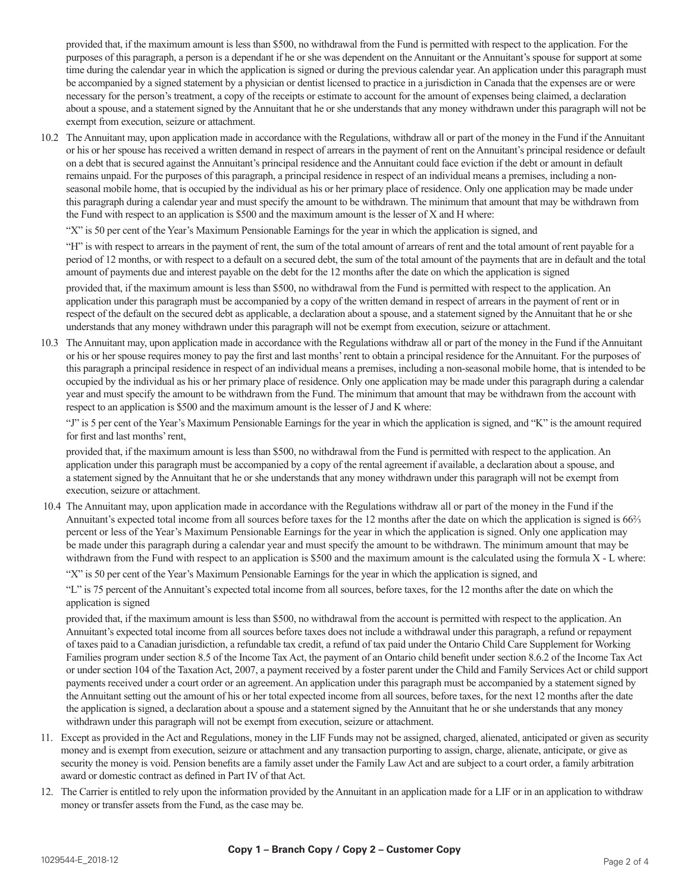provided that, if the maximum amount is less than $500, no withdrawal from the Fund is permitted with respect to the application. For the purposes of this paragraph, a person is a dependant if he or she was dependent on the Annuitant or the Annuitant's spouse for support at some time during the calendar year in which the application is signed or during the previous calendar year. An application under this paragraph must be accompanied by a signed statement by a physician or dentist licensed to practice in a jurisdiction in Canada that the expenses are or were necessary for the person's treatment, a copy of the receipts or estimate to account for the amount of expenses being claimed, a declaration about a spouse, and a statement signed by the Annuitant that he or she understands that any money withdrawn under this paragraph will not be exempt from execution, seizure or attachment.

10.2 The Annuitant may, upon application made in accordance with the Regulations, withdraw all or part of the money in the Fund if the Annuitant or his or her spouse has received a written demand in respect of arrears in the payment of rent on the Annuitant's principal residence or default on a debt that is secured against the Annuitant's principal residence and the Annuitant could face eviction if the debt or amount in default remains unpaid. For the purposes of this paragraph, a principal residence in respect of an individual means a premises, including a non-seasonal mobile home, that is occupied by the individual as his or her primary place of residence. Only one application may be made under this paragraph during a calendar year and must specify the amount to be withdrawn. The minimum that amount that may be withdrawn from the Fund with respect to an application is $500 and the maximum amount is the lesser of X and H where:

"X" is 50 per cent of the Year's Maximum Pensionable Earnings for the year in which the application is signed, and

"H" is with respect to arrears in the payment of rent, the sum of the total amount of arrears of rent and the total amount of rent payable for a period of 12 months, or with respect to a default on a secured debt, the sum of the total amount of the payments that are in default and the total amount of payments due and interest payable on the debt for the 12 months after the date on which the application is signed

provided that, if the maximum amount is less than $500, no withdrawal from the Fund is permitted with respect to the application. An application under this paragraph must be accompanied by a copy of the written demand in respect of arrears in the payment of rent or in respect of the default on the secured debt as applicable, a declaration about a spouse, and a statement signed by the Annuitant that he or she understands that any money withdrawn under this paragraph will not be exempt from execution, seizure or attachment.

10.3 The Annuitant may, upon application made in accordance with the Regulations withdraw all or part of the money in the Fund if the Annuitant or his or her spouse requires money to pay the first and last months' rent to obtain a principal residence for the Annuitant. For the purposes of this paragraph a principal residence in respect of an individual means a premises, including a non-seasonal mobile home, that is intended to be occupied by the individual as his or her primary place of residence. Only one application may be made under this paragraph during a calendar year and must specify the amount to be withdrawn from the Fund. The minimum that amount that may be withdrawn from the account with respect to an application is $500 and the maximum amount is the lesser of J and K where:

"J" is 5 per cent of the Year's Maximum Pensionable Earnings for the year in which the application is signed, and "K" is the amount required for first and last months' rent,

provided that, if the maximum amount is less than $500, no withdrawal from the Fund is permitted with respect to the application. An application under this paragraph must be accompanied by a copy of the rental agreement if available, a declaration about a spouse, and a statement signed by the Annuitant that he or she understands that any money withdrawn under this paragraph will not be exempt from execution, seizure or attachment.

10.4 The Annuitant may, upon application made in accordance with the Regulations withdraw all or part of the money in the Fund if the Annuitant's expected total income from all sources before taxes for the 12 months after the date on which the application is signed is 66⅔ percent or less of the Year's Maximum Pensionable Earnings for the year in which the application is signed. Only one application may be made under this paragraph during a calendar year and must specify the amount to be withdrawn. The minimum amount that may be withdrawn from the Fund with respect to an application is $500 and the maximum amount is the calculated using the formula X - L where:

"X" is 50 per cent of the Year's Maximum Pensionable Earnings for the year in which the application is signed, and

"L" is 75 percent of the Annuitant's expected total income from all sources, before taxes, for the 12 months after the date on which the application is signed

provided that, if the maximum amount is less than $500, no withdrawal from the account is permitted with respect to the application. An Annuitant's expected total income from all sources before taxes does not include a withdrawal under this paragraph, a refund or repayment of taxes paid to a Canadian jurisdiction, a refundable tax credit, a refund of tax paid under the Ontario Child Care Supplement for Working Families program under section 8.5 of the Income Tax Act, the payment of an Ontario child benefit under section 8.6.2 of the Income Tax Act or under section 104 of the Taxation Act, 2007, a payment received by a foster parent under the Child and Family Services Act or child support payments received under a court order or an agreement. An application under this paragraph must be accompanied by a statement signed by the Annuitant setting out the amount of his or her total expected income from all sources, before taxes, for the next 12 months after the date the application is signed, a declaration about a spouse and a statement signed by the Annuitant that he or she understands that any money withdrawn under this paragraph will not be exempt from execution, seizure or attachment.

11. Except as provided in the Act and Regulations, money in the LIF Funds may not be assigned, charged, alienated, anticipated or given as security money and is exempt from execution, seizure or attachment and any transaction purporting to assign, charge, alienate, anticipate, or give as security the money is void. Pension benefits are a family asset under the Family Law Act and are subject to a court order, a family arbitration award or domestic contract as defined in Part IV of that Act.

12. The Carrier is entitled to rely upon the information provided by the Annuitant in an application made for a LIF or in an application to withdraw money or transfer assets from the Fund, as the case may be.

**Copy 1 – Branch Copy / Copy 2 – Customer Copy**

1029544-E_2018-12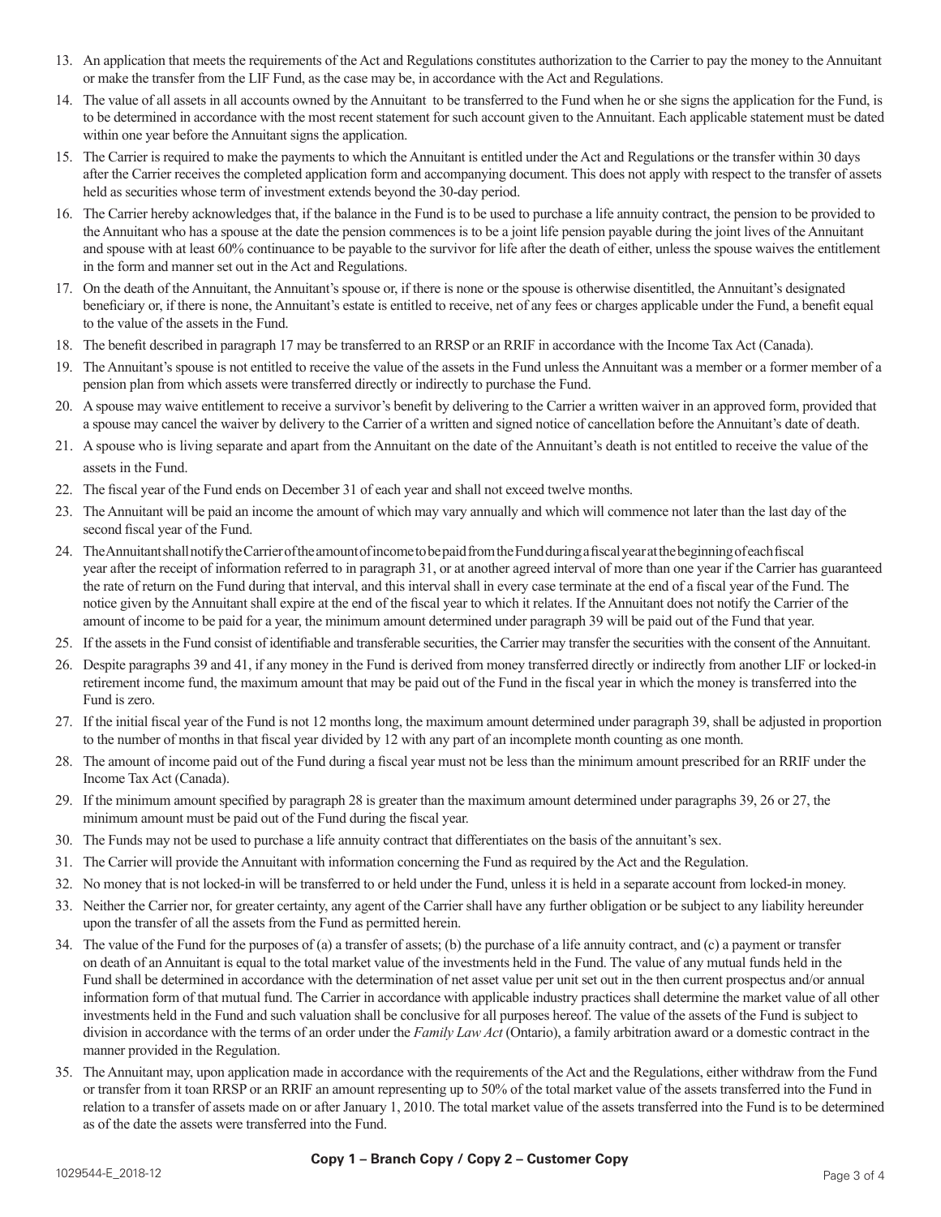13. An application that meets the requirements of the Act and Regulations constitutes authorization to the Carrier to pay the money to the Annuitant or make the transfer from the LIF Fund, as the case may be, in accordance with the Act and Regulations.
14. The value of all assets in all accounts owned by the Annuitant to be transferred to the Fund when he or she signs the application for the Fund, is to be determined in accordance with the most recent statement for such account given to the Annuitant. Each applicable statement must be dated within one year before the Annuitant signs the application.
15. The Carrier is required to make the payments to which the Annuitant is entitled under the Act and Regulations or the transfer within 30 days after the Carrier receives the completed application form and accompanying document. This does not apply with respect to the transfer of assets held as securities whose term of investment extends beyond the 30-day period.
16. The Carrier hereby acknowledges that, if the balance in the Fund is to be used to purchase a life annuity contract, the pension to be provided to the Annuitant who has a spouse at the date the pension commences is to be a joint life pension payable during the joint lives of the Annuitant and spouse with at least 60% continuance to be payable to the survivor for life after the death of either, unless the spouse waives the entitlement in the form and manner set out in the Act and Regulations.
17. On the death of the Annuitant, the Annuitant's spouse or, if there is none or the spouse is otherwise disentitled, the Annuitant's designated beneficiary or, if there is none, the Annuitant's estate is entitled to receive, net of any fees or charges applicable under the Fund, a benefit equal to the value of the assets in the Fund.
18. The benefit described in paragraph 17 may be transferred to an RRSP or an RRIF in accordance with the Income Tax Act (Canada).
19. The Annuitant's spouse is not entitled to receive the value of the assets in the Fund unless the Annuitant was a member or a former member of a pension plan from which assets were transferred directly or indirectly to purchase the Fund.
20. A spouse may waive entitlement to receive a survivor's benefit by delivering to the Carrier a written waiver in an approved form, provided that a spouse may cancel the waiver by delivery to the Carrier of a written and signed notice of cancellation before the Annuitant's date of death.
21. A spouse who is living separate and apart from the Annuitant on the date of the Annuitant's death is not entitled to receive the value of the assets in the Fund.
22. The fiscal year of the Fund ends on December 31 of each year and shall not exceed twelve months.
23. The Annuitant will be paid an income the amount of which may vary annually and which will commence not later than the last day of the second fiscal year of the Fund.
24. The Annuitant shall notify the Carrier of the amount of income to be paid from the Fund during a fiscal year at the beginning of each fiscal year after the receipt of information referred to in paragraph 31, or at another agreed interval of more than one year if the Carrier has guaranteed the rate of return on the Fund during that interval, and this interval shall in every case terminate at the end of a fiscal year of the Fund. The notice given by the Annuitant shall expire at the end of the fiscal year to which it relates. If the Annuitant does not notify the Carrier of the amount of income to be paid for a year, the minimum amount determined under paragraph 39 will be paid out of the Fund that year.
25. If the assets in the Fund consist of identifiable and transferable securities, the Carrier may transfer the securities with the consent of the Annuitant.
26. Despite paragraphs 39 and 41, if any money in the Fund is derived from money transferred directly or indirectly from another LIF or locked-in retirement income fund, the maximum amount that may be paid out of the Fund in the fiscal year in which the money is transferred into the Fund is zero.
27. If the initial fiscal year of the Fund is not 12 months long, the maximum amount determined under paragraph 39, shall be adjusted in proportion to the number of months in that fiscal year divided by 12 with any part of an incomplete month counting as one month.
28. The amount of income paid out of the Fund during a fiscal year must not be less than the minimum amount prescribed for an RRIF under the Income Tax Act (Canada).
29. If the minimum amount specified by paragraph 28 is greater than the maximum amount determined under paragraphs 39, 26 or 27, the minimum amount must be paid out of the Fund during the fiscal year.
30. The Funds may not be used to purchase a life annuity contract that differentiates on the basis of the annuitant's sex.
31. The Carrier will provide the Annuitant with information concerning the Fund as required by the Act and the Regulation.
32. No money that is not locked-in will be transferred to or held under the Fund, unless it is held in a separate account from locked-in money.
33. Neither the Carrier nor, for greater certainty, any agent of the Carrier shall have any further obligation or be subject to any liability hereunder upon the transfer of all the assets from the Fund as permitted herein.
34. The value of the Fund for the purposes of (a) a transfer of assets; (b) the purchase of a life annuity contract, and (c) a payment or transfer on death of an Annuitant is equal to the total market value of the investments held in the Fund. The value of any mutual funds held in the Fund shall be determined in accordance with the determination of net asset value per unit set out in the then current prospectus and/or annual information form of that mutual fund. The Carrier in accordance with applicable industry practices shall determine the market value of all other investments held in the Fund and such valuation shall be conclusive for all purposes hereof. The value of the assets of the Fund is subject to division in accordance with the terms of an order under the *Family Law Act* (Ontario), a family arbitration award or a domestic contract in the manner provided in the Regulation.
35. The Annuitant may, upon application made in accordance with the requirements of the Act and the Regulations, either withdraw from the Fund or transfer from it toan RRSP or an RRIF an amount representing up to 50% of the total market value of the assets transferred into the Fund in relation to a transfer of assets made on or after January 1, 2010. The total market value of the assets transferred into the Fund is to be determined as of the date the assets were transferred into the Fund.

**Copy 1 – Branch Copy / Copy 2 – Customer Copy**

1029544-E_2018-12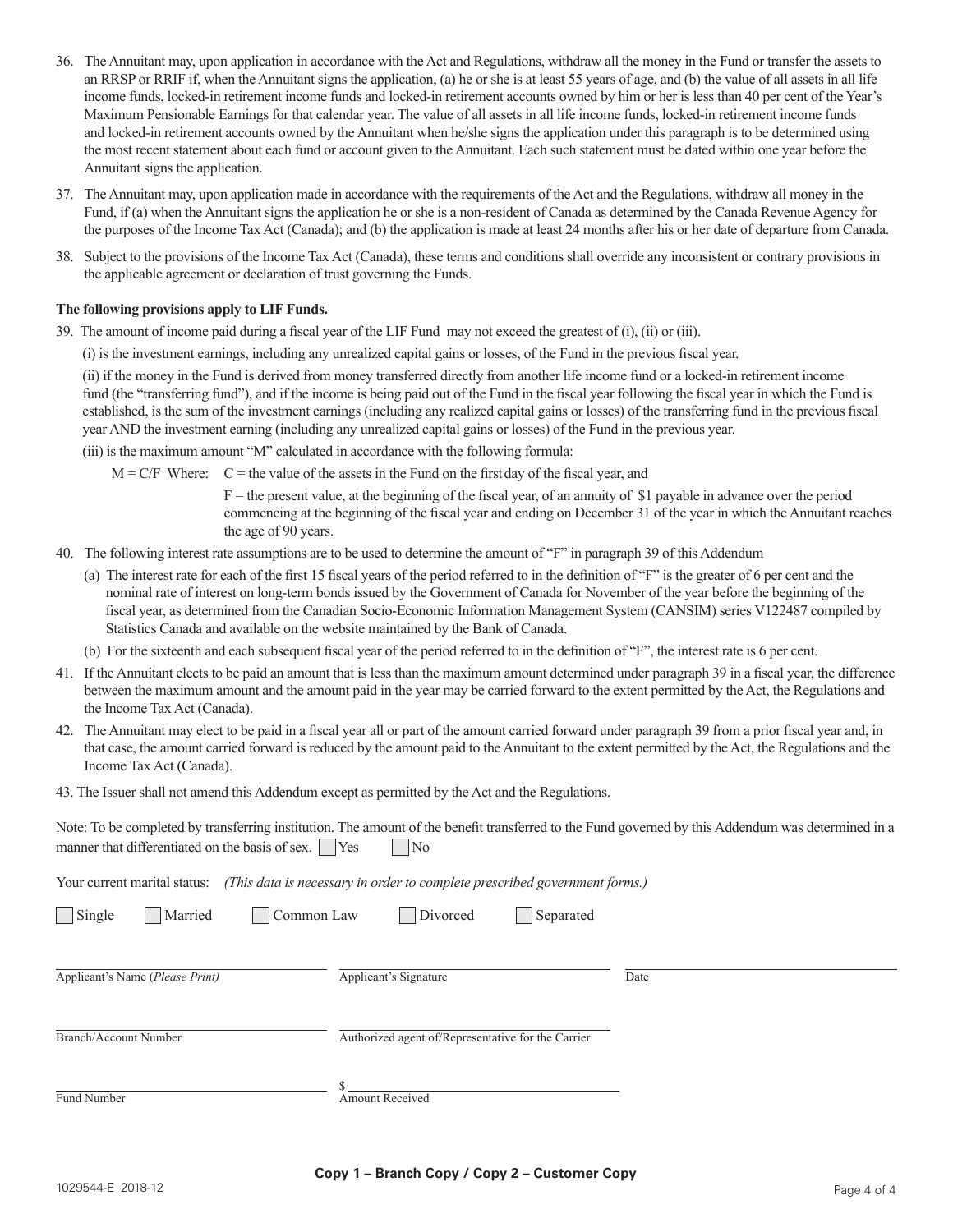36. The Annuitant may, upon application in accordance with the Act and Regulations, withdraw all the money in the Fund or transfer the assets to an RRSP or RRIF if, when the Annuitant signs the application, (a) he or she is at least 55 years of age, and (b) the value of all assets in all life income funds, locked-in retirement income funds and locked-in retirement accounts owned by him or her is less than 40 per cent of the Year's Maximum Pensionable Earnings for that calendar year. The value of all assets in all life income funds, locked-in retirement income funds and locked-in retirement accounts owned by the Annuitant when he/she signs the application under this paragraph is to be determined using the most recent statement about each fund or account given to the Annuitant. Each such statement must be dated within one year before the Annuitant signs the application.

37. The Annuitant may, upon application made in accordance with the requirements of the Act and the Regulations, withdraw all money in the Fund, if (a) when the Annuitant signs the application he or she is a non-resident of Canada as determined by the Canada Revenue Agency for the purposes of the Income Tax Act (Canada); and (b) the application is made at least 24 months after his or her date of departure from Canada.

38. Subject to the provisions of the Income Tax Act (Canada), these terms and conditions shall override any inconsistent or contrary provisions in the applicable agreement or declaration of trust governing the Funds.

**The following provisions apply to LIF Funds.**

39. The amount of income paid during a fiscal year of the LIF Fund may not exceed the greatest of (i), (ii) or (iii).

(i) is the investment earnings, including any unrealized capital gains or losses, of the Fund in the previous fiscal year.

(ii) if the money in the Fund is derived from money transferred directly from another life income fund or a locked-in retirement income fund (the "transferring fund"), and if the income is being paid out of the Fund in the fiscal year following the fiscal year in which the Fund is established, is the sum of the investment earnings (including any realized capital gains or losses) of the transferring fund in the previous fiscal year AND the investment earning (including any unrealized capital gains or losses) of the Fund in the previous year.

(iii) is the maximum amount "M" calculated in accordance with the following formula:

$M = C/F$ Where: C = the value of the assets in the Fund on the first day of the fiscal year, and

F = the present value, at the beginning of the fiscal year, of an annuity of $1 payable in advance over the period commencing at the beginning of the fiscal year and ending on December 31 of the year in which the Annuitant reaches the age of 90 years.

40. The following interest rate assumptions are to be used to determine the amount of "F" in paragraph 39 of this Addendum

(a) The interest rate for each of the first 15 fiscal years of the period referred to in the definition of "F" is the greater of 6 per cent and the nominal rate of interest on long-term bonds issued by the Government of Canada for November of the year before the beginning of the fiscal year, as determined from the Canadian Socio-Economic Information Management System (CANSIM) series V122487 compiled by Statistics Canada and available on the website maintained by the Bank of Canada.

(b) For the sixteenth and each subsequent fiscal year of the period referred to in the definition of "F", the interest rate is 6 per cent.

41. If the Annuitant elects to be paid an amount that is less than the maximum amount determined under paragraph 39 in a fiscal year, the difference between the maximum amount and the amount paid in the year may be carried forward to the extent permitted by the Act, the Regulations and the Income Tax Act (Canada).

42. The Annuitant may elect to be paid in a fiscal year all or part of the amount carried forward under paragraph 39 from a prior fiscal year and, in that case, the amount carried forward is reduced by the amount paid to the Annuitant to the extent permitted by the Act, the Regulations and the Income Tax Act (Canada).

43. The Issuer shall not amend this Addendum except as permitted by the Act and the Regulations.

Note: To be completed by transferring institution. The amount of the benefit transferred to the Fund governed by this Addendum was determined in a manner that differentiated on the basis of sex. ☐ Yes ☐ No

Your current marital status: *(This data is necessary in order to complete prescribed government forms.)*

☐ Single ☐ Married ☐ Common Law ☐ Divorced ☐ Separated

Applicant's Name (*Please Print*) ____________ Applicant's Signature ____________ Date ____________

Branch/Account Number ____________ Authorized agent of/Representative for the Carrier ____________

Fund Number ____________ $ ____________ Amount Received

**Copy 1 – Branch Copy / Copy 2 – Customer Copy**

1029544-E_2018-12